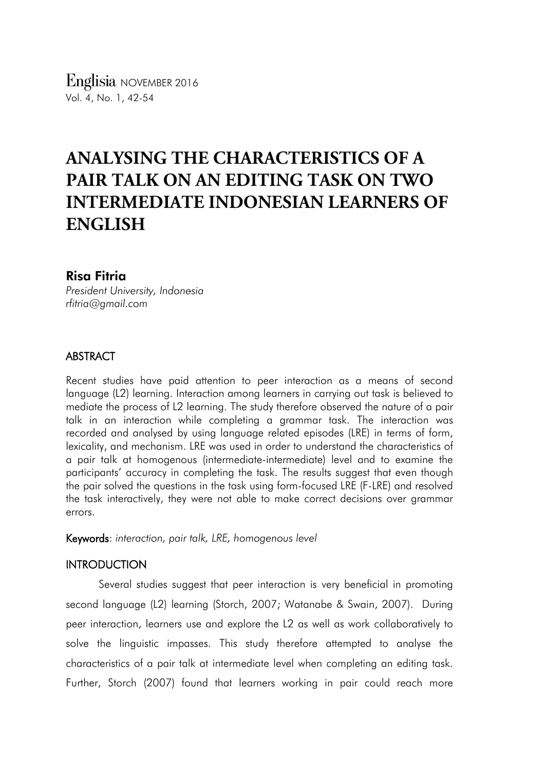# ANALYSING THE CHARACTERISTICS OF A PAIR TALK ON AN EDITING TASK ON TWO INTERMEDIATE INDONESIAN LEARNERS OF ENGLISH

**Risa Fitria**

*President University, Indonesia*
*rfitria@gmail.com*

## ABSTRACT

Recent studies have paid attention to peer interaction as a means of second language (L2) learning. Interaction among learners in carrying out task is believed to mediate the process of L2 learning. The study therefore observed the nature of a pair talk in an interaction while completing a grammar task. The interaction was recorded and analysed by using language related episodes (LRE) in terms of form, lexicality, and mechanism. LRE was used in order to understand the characteristics of a pair talk at homogenous (intermediate-intermediate) level and to examine the participants' accuracy in completing the task. The results suggest that even though the pair solved the questions in the task using form-focused LRE (F-LRE) and resolved the task interactively, they were not able to make correct decisions over grammar errors.

**Keywords**: *interaction, pair talk, LRE, homogenous level*

## INTRODUCTION

Several studies suggest that peer interaction is very beneficial in promoting second language (L2) learning (Storch, 2007; Watanabe & Swain, 2007). During peer interaction, learners use and explore the L2 as well as work collaboratively to solve the linguistic impasses. This study therefore attempted to analyse the characteristics of a pair talk at intermediate level when completing an editing task. Further, Storch (2007) found that learners working in pair could reach more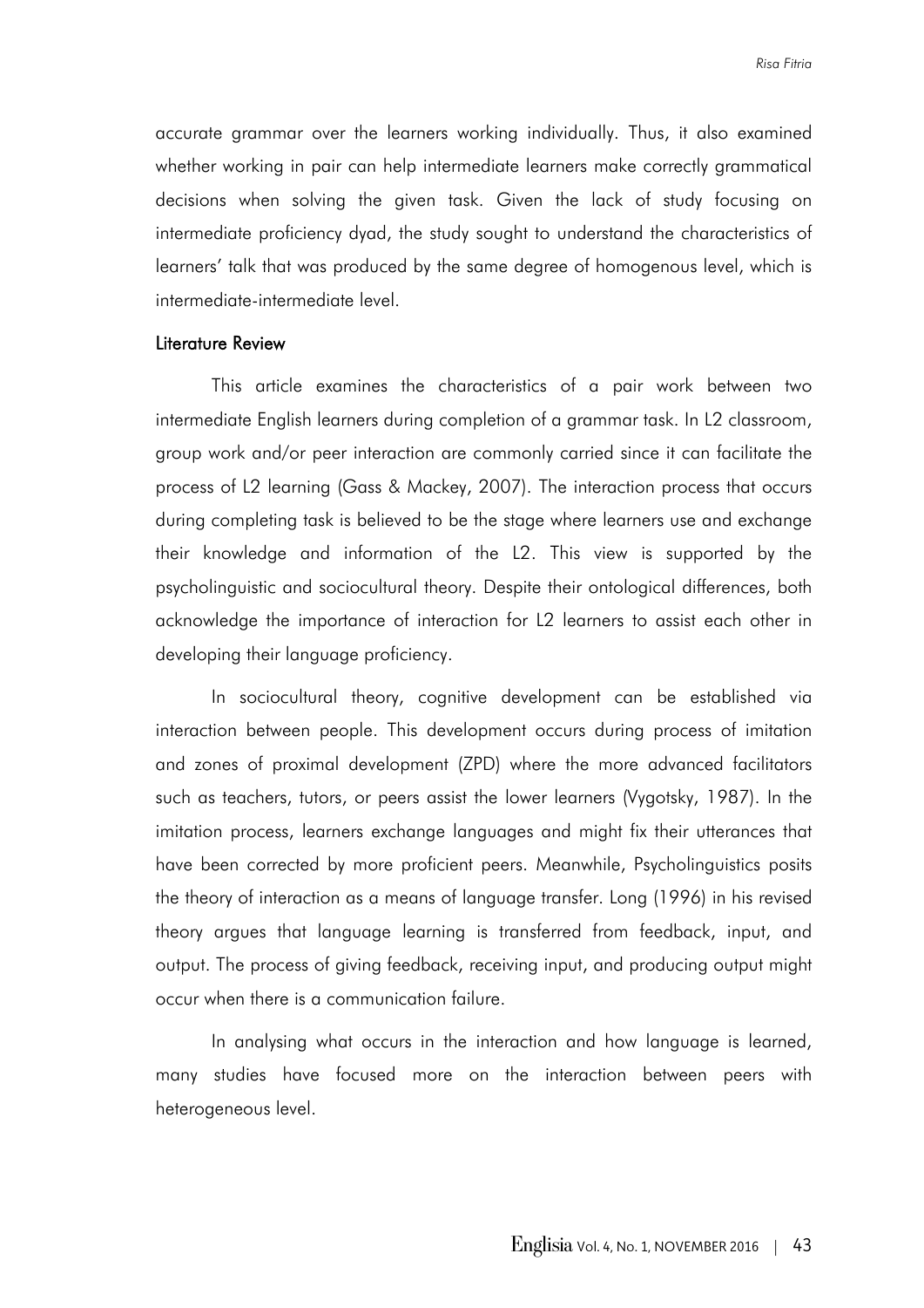accurate grammar over the learners working individually. Thus, it also examined whether working in pair can help intermediate learners make correctly grammatical decisions when solving the given task. Given the lack of study focusing on intermediate proficiency dyad, the study sought to understand the characteristics of learners' talk that was produced by the same degree of homogenous level, which is intermediate-intermediate level.

## Literature Review

This article examines the characteristics of a pair work between two intermediate English learners during completion of a grammar task. In L2 classroom, group work and/or peer interaction are commonly carried since it can facilitate the process of L2 learning (Gass & Mackey, 2007). The interaction process that occurs during completing task is believed to be the stage where learners use and exchange their knowledge and information of the L2. This view is supported by the psycholinguistic and sociocultural theory. Despite their ontological differences, both acknowledge the importance of interaction for L2 learners to assist each other in developing their language proficiency.

In sociocultural theory, cognitive development can be established via interaction between people. This development occurs during process of imitation and zones of proximal development (ZPD) where the more advanced facilitators such as teachers, tutors, or peers assist the lower learners (Vygotsky, 1987). In the imitation process, learners exchange languages and might fix their utterances that have been corrected by more proficient peers. Meanwhile, Psycholinguistics posits the theory of interaction as a means of language transfer. Long (1996) in his revised theory argues that language learning is transferred from feedback, input, and output. The process of giving feedback, receiving input, and producing output might occur when there is a communication failure.

In analysing what occurs in the interaction and how language is learned, many studies have focused more on the interaction between peers with heterogeneous level.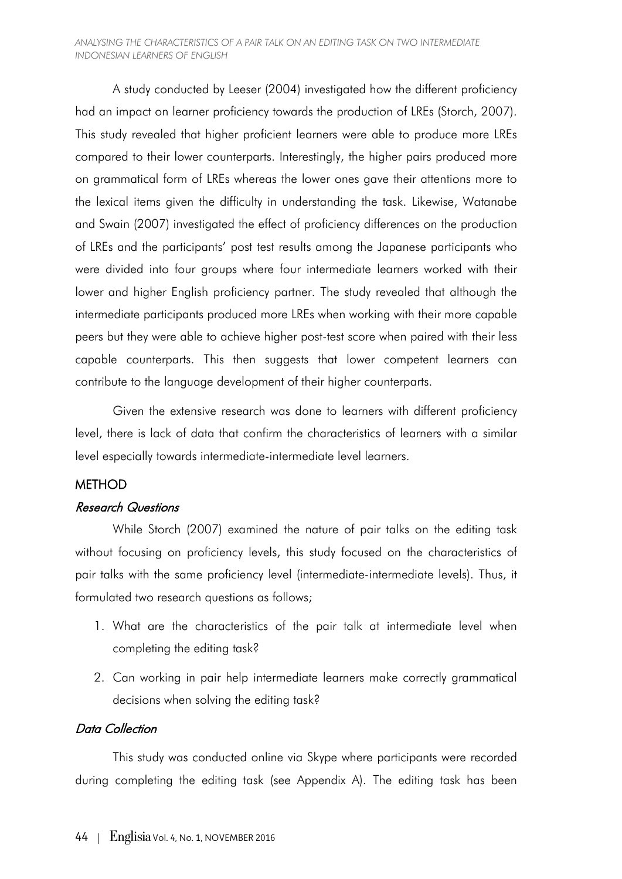A study conducted by Leeser (2004) investigated how the different proficiency had an impact on learner proficiency towards the production of LREs (Storch, 2007). This study revealed that higher proficient learners were able to produce more LREs compared to their lower counterparts. Interestingly, the higher pairs produced more on grammatical form of LREs whereas the lower ones gave their attentions more to the lexical items given the difficulty in understanding the task. Likewise, Watanabe and Swain (2007) investigated the effect of proficiency differences on the production of LREs and the participants' post test results among the Japanese participants who were divided into four groups where four intermediate learners worked with their lower and higher English proficiency partner. The study revealed that although the intermediate participants produced more LREs when working with their more capable peers but they were able to achieve higher post-test score when paired with their less capable counterparts. This then suggests that lower competent learners can contribute to the language development of their higher counterparts.

Given the extensive research was done to learners with different proficiency level, there is lack of data that confirm the characteristics of learners with a similar level especially towards intermediate-intermediate level learners.

## METHOD

### *Research Questions*

While Storch (2007) examined the nature of pair talks on the editing task without focusing on proficiency levels, this study focused on the characteristics of pair talks with the same proficiency level (intermediate-intermediate levels). Thus, it formulated two research questions as follows;

1. What are the characteristics of the pair talk at intermediate level when completing the editing task?
2. Can working in pair help intermediate learners make correctly grammatical decisions when solving the editing task?

### *Data Collection*

This study was conducted online via Skype where participants were recorded during completing the editing task (see Appendix A). The editing task has been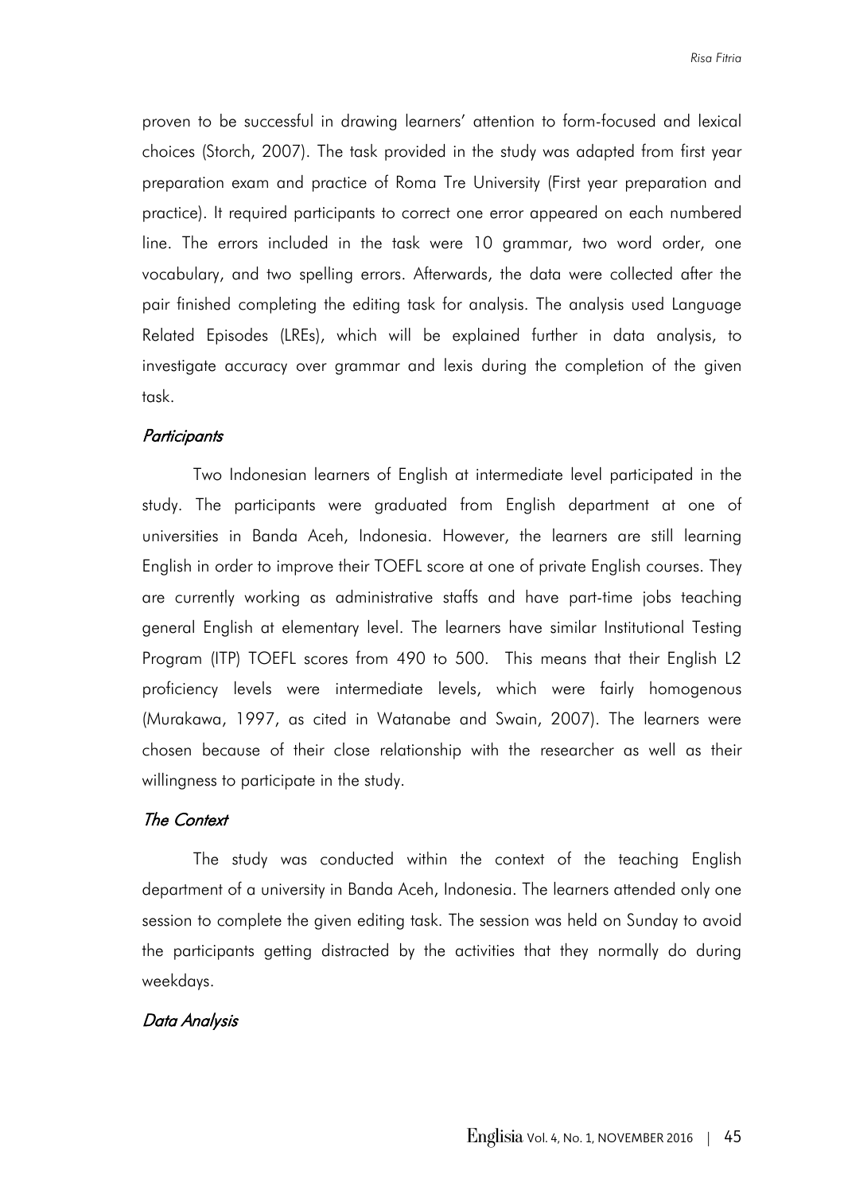proven to be successful in drawing learners' attention to form-focused and lexical choices (Storch, 2007). The task provided in the study was adapted from first year preparation exam and practice of Roma Tre University (First year preparation and practice). It required participants to correct one error appeared on each numbered line. The errors included in the task were 10 grammar, two word order, one vocabulary, and two spelling errors. Afterwards, the data were collected after the pair finished completing the editing task for analysis. The analysis used Language Related Episodes (LREs), which will be explained further in data analysis, to investigate accuracy over grammar and lexis during the completion of the given task.

### *Participants*

Two Indonesian learners of English at intermediate level participated in the study. The participants were graduated from English department at one of universities in Banda Aceh, Indonesia. However, the learners are still learning English in order to improve their TOEFL score at one of private English courses. They are currently working as administrative staffs and have part-time jobs teaching general English at elementary level. The learners have similar Institutional Testing Program (ITP) TOEFL scores from 490 to 500. This means that their English L2 proficiency levels were intermediate levels, which were fairly homogenous (Murakawa, 1997, as cited in Watanabe and Swain, 2007). The learners were chosen because of their close relationship with the researcher as well as their willingness to participate in the study.

### *The Context*

The study was conducted within the context of the teaching English department of a university in Banda Aceh, Indonesia. The learners attended only one session to complete the given editing task. The session was held on Sunday to avoid the participants getting distracted by the activities that they normally do during weekdays.

### *Data Analysis*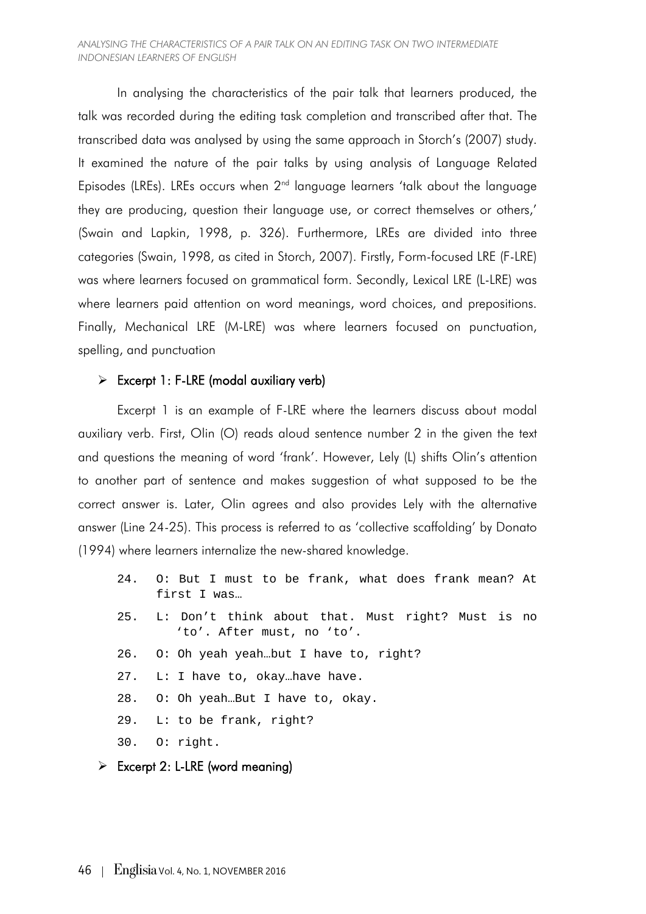In analysing the characteristics of the pair talk that learners produced, the talk was recorded during the editing task completion and transcribed after that. The transcribed data was analysed by using the same approach in Storch's (2007) study. It examined the nature of the pair talks by using analysis of Language Related Episodes (LREs). LREs occurs when 2nd language learners 'talk about the language they are producing, question their language use, or correct themselves or others,' (Swain and Lapkin, 1998, p. 326). Furthermore, LREs are divided into three categories (Swain, 1998, as cited in Storch, 2007). Firstly, Form-focused LRE (F-LRE) was where learners focused on grammatical form. Secondly, Lexical LRE (L-LRE) was where learners paid attention on word meanings, word choices, and prepositions. Finally, Mechanical LRE (M-LRE) was where learners focused on punctuation, spelling, and punctuation

- **Excerpt 1: F-LRE (modal auxiliary verb)**

Excerpt 1 is an example of F-LRE where the learners discuss about modal auxiliary verb. First, Olin (O) reads aloud sentence number 2 in the given the text and questions the meaning of word 'frank'. However, Lely (L) shifts Olin's attention to another part of sentence and makes suggestion of what supposed to be the correct answer is. Later, Olin agrees and also provides Lely with the alternative answer (Line 24-25). This process is referred to as 'collective scaffolding' by Donato (1994) where learners internalize the new-shared knowledge.

```
24.  O: But I must to be frank, what does frank mean? At
     first I was…
25.  L: Don't think about that. Must right? Must is no
       'to'. After must, no 'to'.
26.  O: Oh yeah yeah…but I have to, right?
27.  L: I have to, okay…have have.
28.  O: Oh yeah…But I have to, okay.
29.  L: to be frank, right?
30.  O: right.
```

- **Excerpt 2: L-LRE (word meaning)**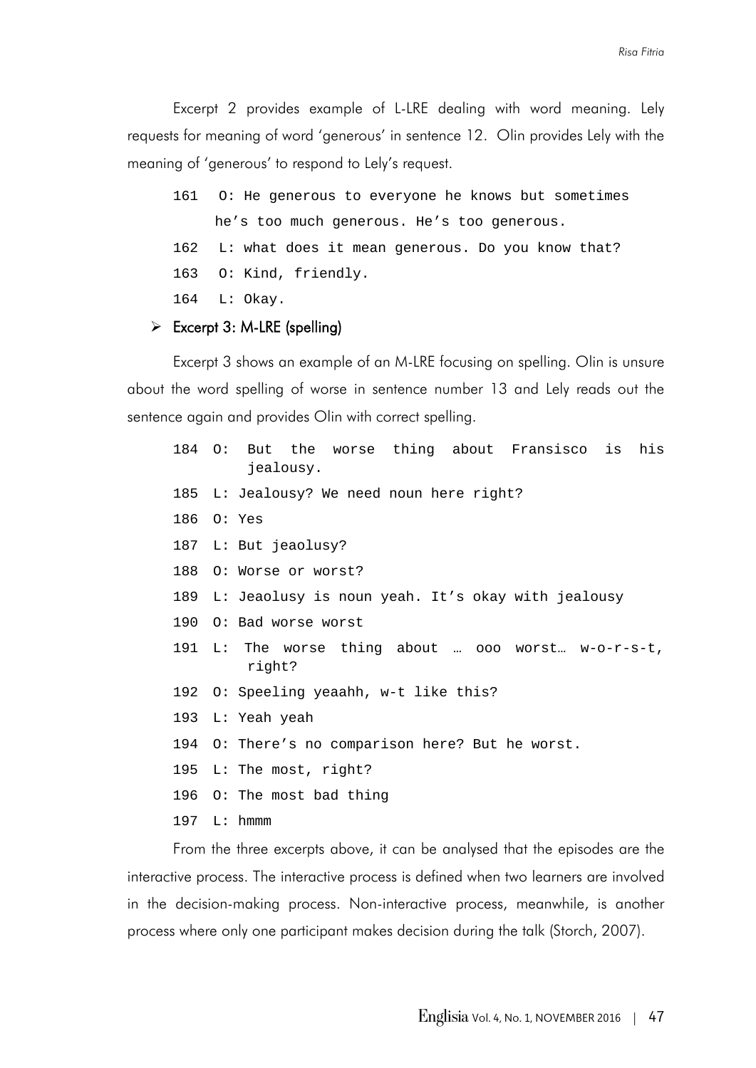Excerpt 2 provides example of L-LRE dealing with word meaning. Lely requests for meaning of word 'generous' in sentence 12. Olin provides Lely with the meaning of 'generous' to respond to Lely's request.

```
161  O: He generous to everyone he knows but sometimes
     he's too much generous. He's too generous.
162  L: what does it mean generous. Do you know that?
163  O: Kind, friendly.
164  L: Okay.
```

- **Excerpt 3: M-LRE (spelling)**

Excerpt 3 shows an example of an M-LRE focusing on spelling. Olin is unsure about the word spelling of worse in sentence number 13 and Lely reads out the sentence again and provides Olin with correct spelling.

```
184 O:  But the worse thing about Fransisco is his
        jealousy.
185 L: Jealousy? We need noun here right?
186 O: Yes
187 L: But jeaolusy?
188 O: Worse or worst?
189 L: Jeaolusy is noun yeah. It's okay with jealousy
190 O: Bad worse worst
191 L:  The worse thing about … ooo worst… w-o-r-s-t,
        right?
192 O: Speeling yeaahh, w-t like this?
193 L: Yeah yeah
194 O: There's no comparison here? But he worst.
195 L: The most, right?
196 O: The most bad thing
197 L: hmmm
```

From the three excerpts above, it can be analysed that the episodes are the interactive process. The interactive process is defined when two learners are involved in the decision-making process. Non-interactive process, meanwhile, is another process where only one participant makes decision during the talk (Storch, 2007).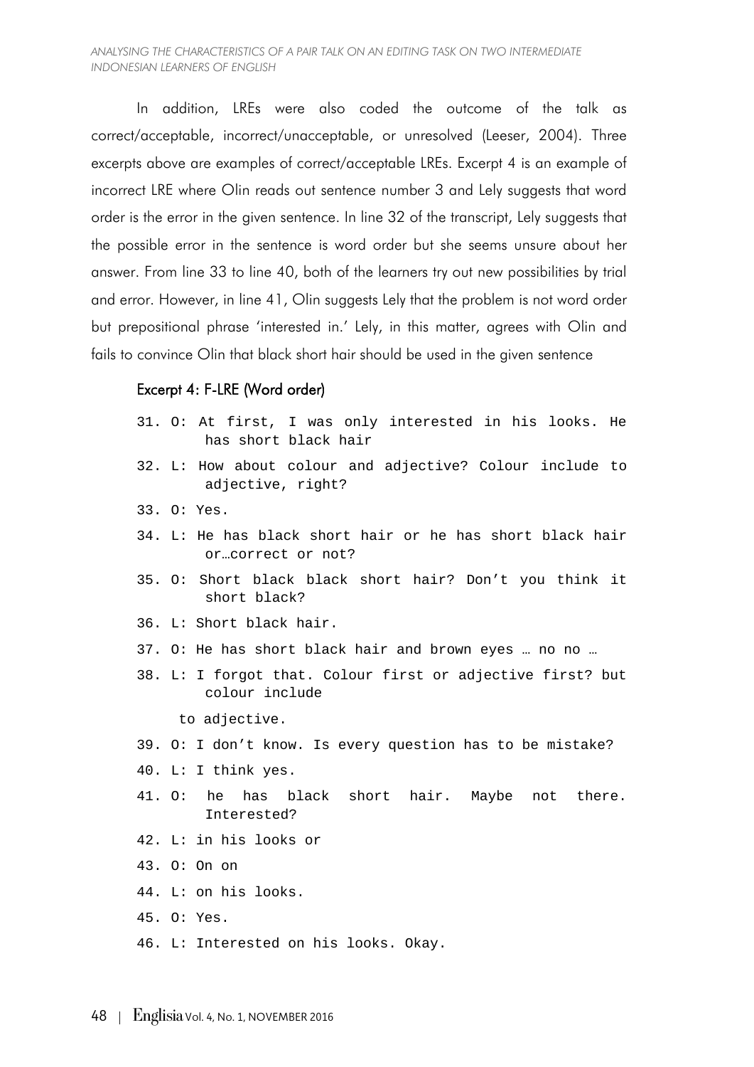In addition, LREs were also coded the outcome of the talk as correct/acceptable, incorrect/unacceptable, or unresolved (Leeser, 2004). Three excerpts above are examples of correct/acceptable LREs. Excerpt 4 is an example of incorrect LRE where Olin reads out sentence number 3 and Lely suggests that word order is the error in the given sentence. In line 32 of the transcript, Lely suggests that the possible error in the sentence is word order but she seems unsure about her answer. From line 33 to line 40, both of the learners try out new possibilities by trial and error. However, in line 41, Olin suggests Lely that the problem is not word order but prepositional phrase 'interested in.' Lely, in this matter, agrees with Olin and fails to convince Olin that black short hair should be used in the given sentence

#### Excerpt 4: F-LRE (Word order)

```
31. O: At first, I was only interested in his looks. He
       has short black hair
32. L: How about colour and adjective? Colour include to
       adjective, right?
33. O: Yes.
34. L: He has black short hair or he has short black hair
       or…correct or not?
35. O: Short black black short hair? Don't you think it
       short black?
36. L: Short black hair.
37. O: He has short black hair and brown eyes … no no …
38. L: I forgot that. Colour first or adjective first? but
       colour include
    to adjective.
39. O: I don't know. Is every question has to be mistake?
40. L: I think yes.
41. O: he has black short hair. Maybe not there.
       Interested?
42. L: in his looks or
43. O: On on
44. L: on his looks.
45. O: Yes.
46. L: Interested on his looks. Okay.
```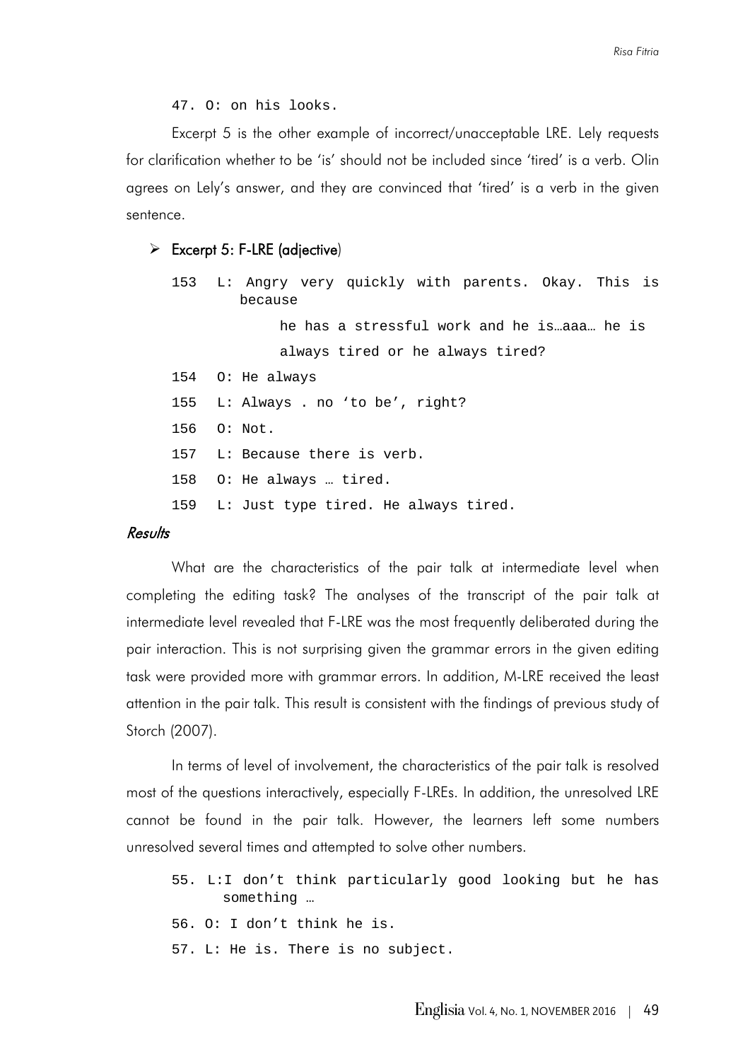```
47. O: on his looks.
```

Excerpt 5 is the other example of incorrect/unacceptable LRE. Lely requests for clarification whether to be 'is' should not be included since 'tired' is a verb. Olin agrees on Lely's answer, and they are convinced that 'tired' is a verb in the given sentence.

- **Excerpt 5: F-LRE (adjective)**

```
153  L: Angry very quickly with parents. Okay. This is
        because
            he has a stressful work and he is…aaa… he is
            always tired or he always tired?
154  O: He always
155  L: Always . no 'to be', right?
156  O: Not.
157  L: Because there is verb.
158  O: He always … tired.
159  L: Just type tired. He always tired.
```

### *Results*

What are the characteristics of the pair talk at intermediate level when completing the editing task? The analyses of the transcript of the pair talk at intermediate level revealed that F-LRE was the most frequently deliberated during the pair interaction. This is not surprising given the grammar errors in the given editing task were provided more with grammar errors. In addition, M-LRE received the least attention in the pair talk. This result is consistent with the findings of previous study of Storch (2007).

In terms of level of involvement, the characteristics of the pair talk is resolved most of the questions interactively, especially F-LREs. In addition, the unresolved LRE cannot be found in the pair talk. However, the learners left some numbers unresolved several times and attempted to solve other numbers.

```
55. L:I don't think particularly good looking but he has
     something …
56. O: I don't think he is.
57. L: He is. There is no subject.
```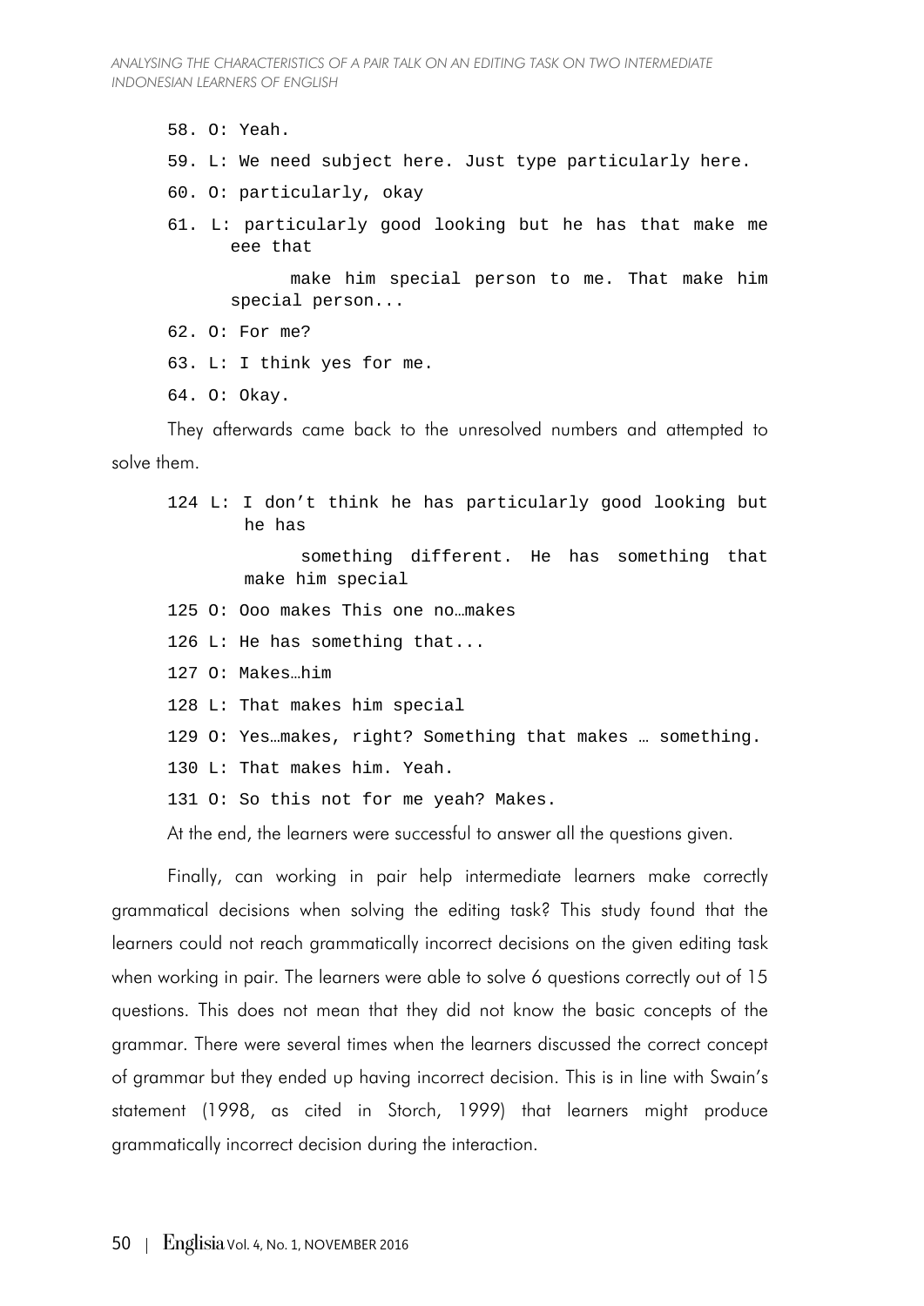58. O: Yeah.

59. L: We need subject here. Just type particularly here.

60. O: particularly, okay

61. L: particularly good looking but he has that make me eee that make him special person to me. That make him special person...

62. O: For me?

63. L: I think yes for me.

64. O: Okay.

They afterwards came back to the unresolved numbers and attempted to solve them.

124 L: I don't think he has particularly good looking but he has something different. He has something that make him special

125 O: Ooo makes This one no…makes

126 L: He has something that...

127 O: Makes…him

128 L: That makes him special

129 O: Yes…makes, right? Something that makes … something.

130 L: That makes him. Yeah.

131 O: So this not for me yeah? Makes.

At the end, the learners were successful to answer all the questions given.

Finally, can working in pair help intermediate learners make correctly grammatical decisions when solving the editing task? This study found that the learners could not reach grammatically incorrect decisions on the given editing task when working in pair. The learners were able to solve 6 questions correctly out of 15 questions. This does not mean that they did not know the basic concepts of the grammar. There were several times when the learners discussed the correct concept of grammar but they ended up having incorrect decision. This is in line with Swain's statement (1998, as cited in Storch, 1999) that learners might produce grammatically incorrect decision during the interaction.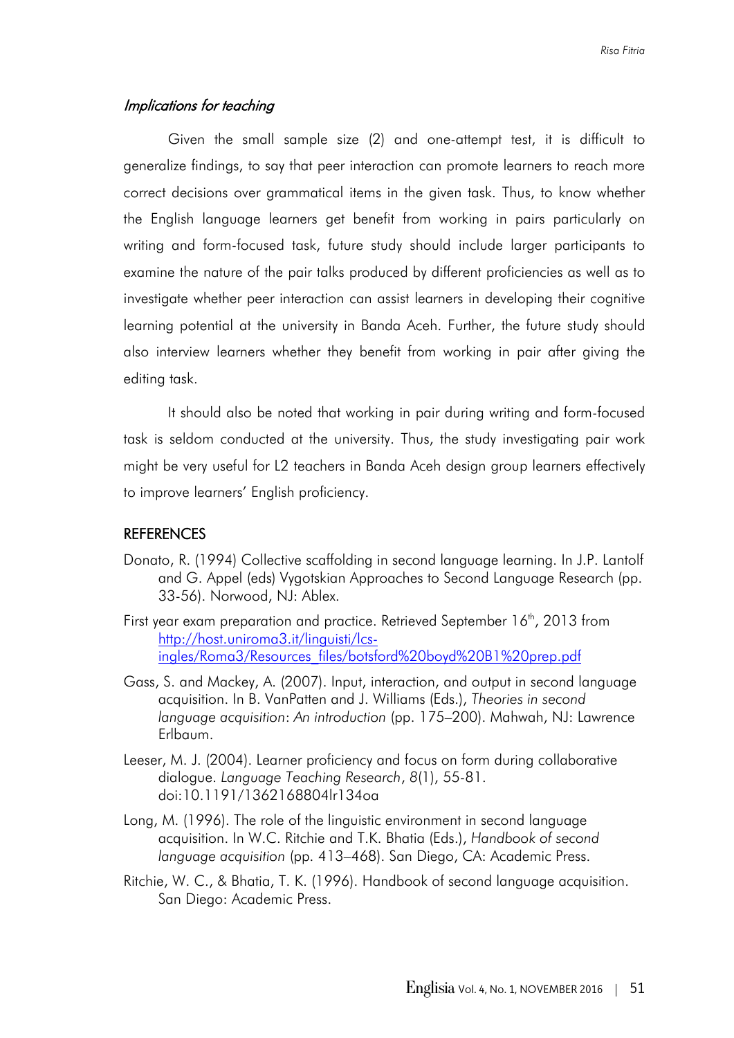### *Implications for teaching*

Given the small sample size (2) and one-attempt test, it is difficult to generalize findings, to say that peer interaction can promote learners to reach more correct decisions over grammatical items in the given task. Thus, to know whether the English language learners get benefit from working in pairs particularly on writing and form-focused task, future study should include larger participants to examine the nature of the pair talks produced by different proficiencies as well as to investigate whether peer interaction can assist learners in developing their cognitive learning potential at the university in Banda Aceh. Further, the future study should also interview learners whether they benefit from working in pair after giving the editing task.

It should also be noted that working in pair during writing and form-focused task is seldom conducted at the university. Thus, the study investigating pair work might be very useful for L2 teachers in Banda Aceh design group learners effectively to improve learners' English proficiency.

## REFERENCES

Donato, R. (1994) Collective scaffolding in second language learning. In J.P. Lantolf and G. Appel (eds) Vygotskian Approaches to Second Language Research (pp. 33-56). Norwood, NJ: Ablex.

First year exam preparation and practice. Retrieved September 16th, 2013 from http://host.uniroma3.it/linguisti/lcs-ingles/Roma3/Resources_files/botsford%20boyd%20B1%20prep.pdf

Gass, S. and Mackey, A. (2007). Input, interaction, and output in second language acquisition. In B. VanPatten and J. Williams (Eds.), *Theories in second language acquisition*: *An introduction* (pp. 175–200). Mahwah, NJ: Lawrence Erlbaum.

Leeser, M. J. (2004). Learner proficiency and focus on form during collaborative dialogue. *Language Teaching Research*, *8*(1), 55-81. doi:10.1191/1362168804lr134oa

Long, M. (1996). The role of the linguistic environment in second language acquisition. In W.C. Ritchie and T.K. Bhatia (Eds.), *Handbook of second language acquisition* (pp. 413–468). San Diego, CA: Academic Press.

Ritchie, W. C., & Bhatia, T. K. (1996). Handbook of second language acquisition. San Diego: Academic Press.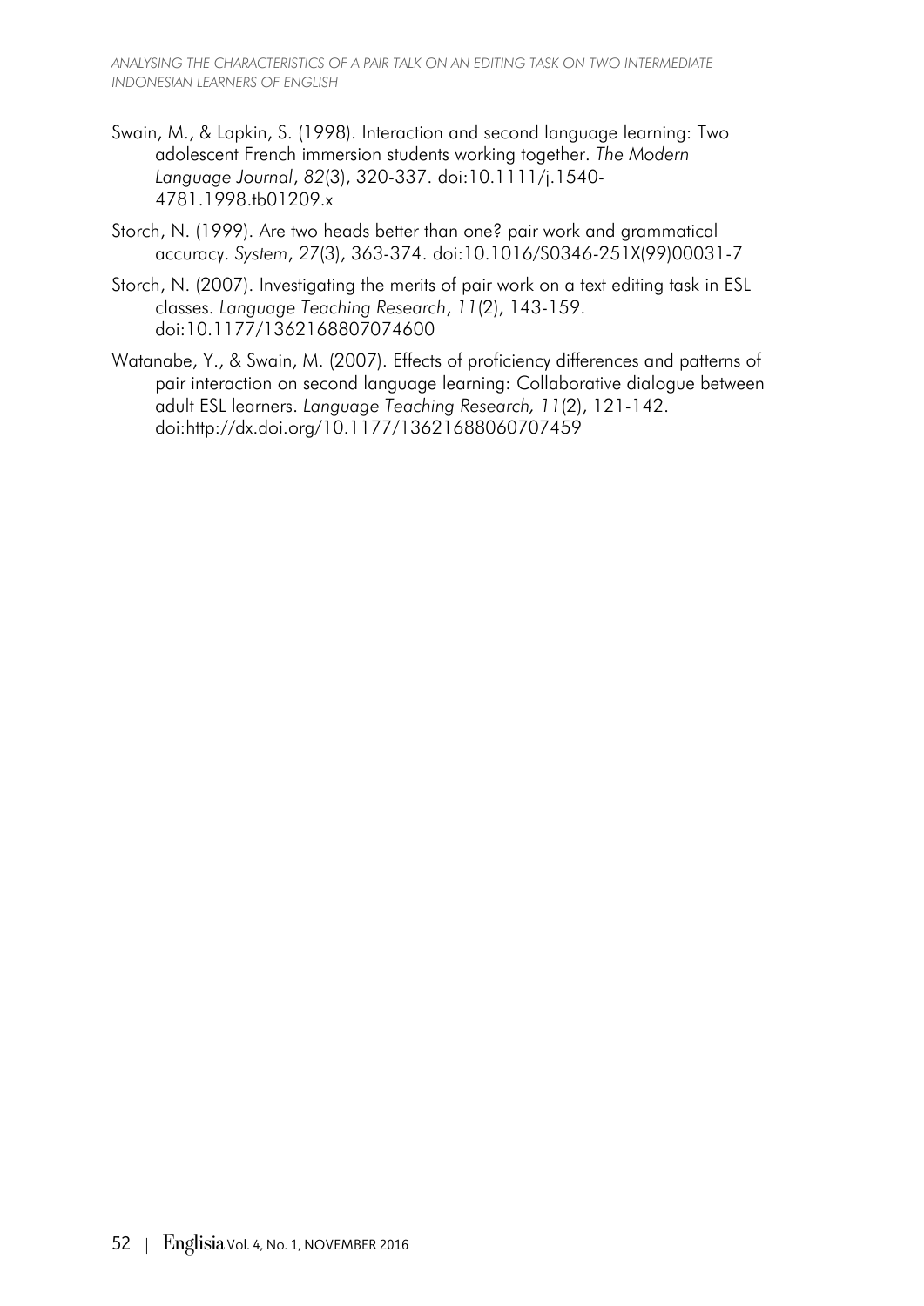Swain, M., & Lapkin, S. (1998). Interaction and second language learning: Two adolescent French immersion students working together. *The Modern Language Journal*, *82*(3), 320-337. doi:10.1111/j.1540-4781.1998.tb01209.x

Storch, N. (1999). Are two heads better than one? pair work and grammatical accuracy. *System*, *27*(3), 363-374. doi:10.1016/S0346-251X(99)00031-7

Storch, N. (2007). Investigating the merits of pair work on a text editing task in ESL classes. *Language Teaching Research*, *11*(2), 143-159. doi:10.1177/1362168807074600

Watanabe, Y., & Swain, M. (2007). Effects of proficiency differences and patterns of pair interaction on second language learning: Collaborative dialogue between adult ESL learners. *Language Teaching Research, 11*(2), 121-142. doi:http://dx.doi.org/10.1177/13621688060707459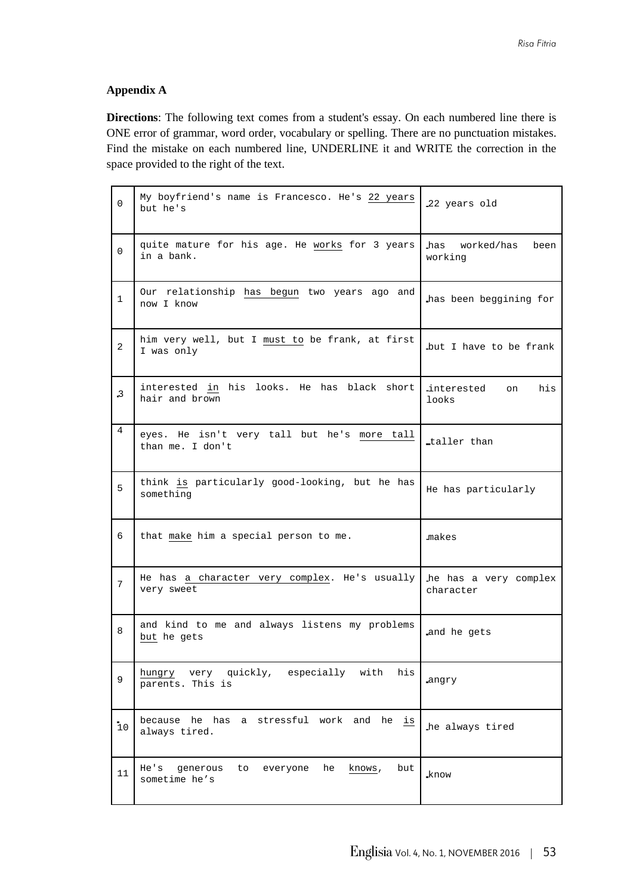## Appendix A

**Directions**: The following text comes from a student's essay. On each numbered line there is ONE error of grammar, word order, vocabulary or spelling. There are no punctuation mistakes. Find the mistake on each numbered line, UNDERLINE it and WRITE the correction in the space provided to the right of the text.

| | | |
|---|---|---|
| 0 | My boyfriend's name is Francesco. He's <u>22 years</u> but he's | 22 years old |
| 0 | quite mature for his age. He <u>works</u> for 3 years in a bank. | has worked/has been working |
| 1 | Our relationship <u>has begun</u> two years ago and now I know | has been beggining for |
| 2 | him very well, but I <u>must to</u> be frank, at first I was only | but I have to be frank |
| 3 | interested <u>in</u> his looks. He has black short hair and brown | interested on his looks |
| 4 | eyes. He isn't very tall but he's <u>more tall</u> than me. I don't | taller than |
| 5 | think <u>is</u> particularly good-looking, but he has something | He has particularly |
| 6 | that <u>make</u> him a special person to me. | makes |
| 7 | He has <u>a character very complex</u>. He's usually very sweet | he has a very complex character |
| 8 | and kind to me and always listens my problems <u>but</u> he gets | and he gets |
| 9 | <u>hungry</u> very quickly, especially with his parents. This is | angry |
| 10 | because he has a stressful work and he <u>is</u> always tired. | he always tired |
| 11 | He's generous to everyone he <u>knows</u>, but sometime he’s | know |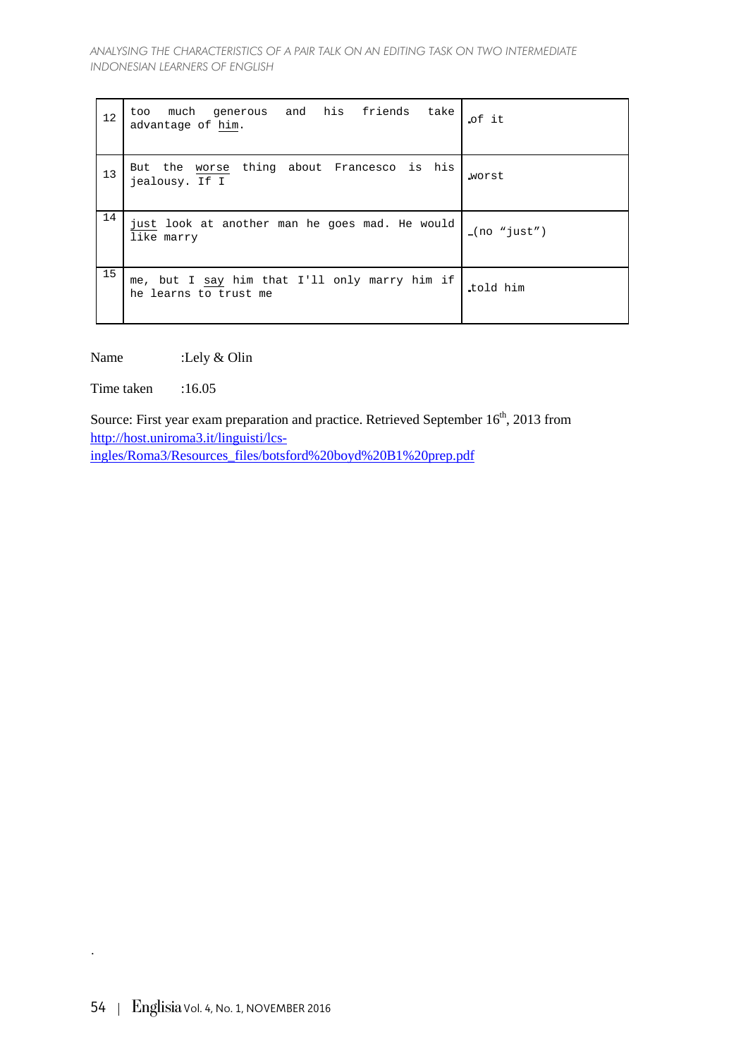| | | |
|---|---|---|
| 12 | too much generous and his friends take advantage of <u>him</u>. | _of it |
| 13 | But the <u>worse</u> thing about Francesco is his jealousy. If I | _worst |
| 14 | <u>just</u> look at another man he goes mad. He would like marry | _(no “just”) |
| 15 | me, but I <u>say</u> him that I'll only marry him if he learns to trust me | _told him |

Name :Lely & Olin

Time taken :16.05

Source: First year exam preparation and practice. Retrieved September 16th, 2013 from [http://host.uniroma3.it/linguisti/lcs-ingles/Roma3/Resources_files/botsford%20boyd%20B1%20prep.pdf](http://host.uniroma3.it/linguisti/lcs-ingles/Roma3/Resources_files/botsford%20boyd%20B1%20prep.pdf)